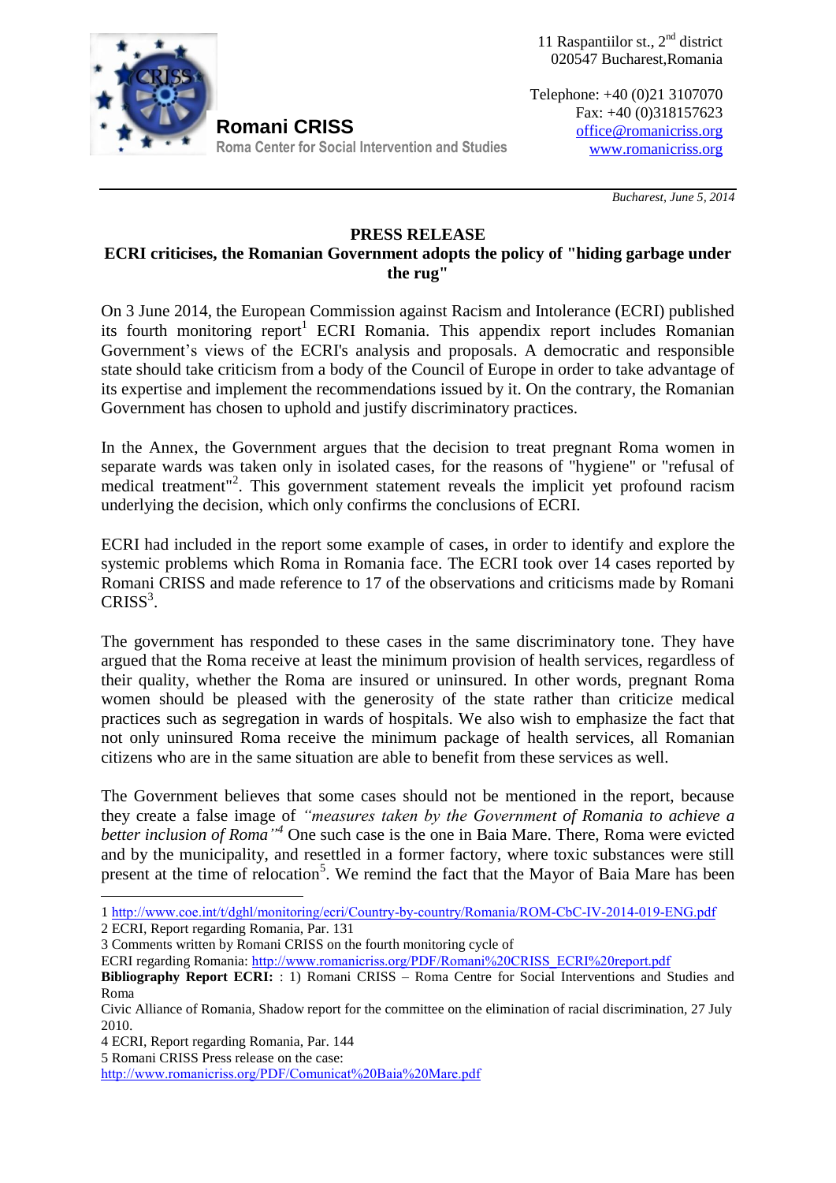**Romani CRISS**
Roma Center for Social Intervention and Studies

11 Raspantiilor st., 2nd district
020547 Bucharest,Romania

Telephone: +40 (0)21 3107070
Fax: +40 (0)318157623
office@romanicriss.org
www.romanicriss.org

*Bucharest, June 5, 2014*

**PRESS RELEASE**

**ECRI criticises, the Romanian Government adopts the policy of "hiding garbage under the rug"**

On 3 June 2014, the European Commission against Racism and Intolerance (ECRI) published its fourth monitoring report[1] ECRI Romania. This appendix report includes Romanian Government's views of the ECRI's analysis and proposals. A democratic and responsible state should take criticism from a body of the Council of Europe in order to take advantage of its expertise and implement the recommendations issued by it. On the contrary, the Romanian Government has chosen to uphold and justify discriminatory practices.

In the Annex, the Government argues that the decision to treat pregnant Roma women in separate wards was taken only in isolated cases, for the reasons of "hygiene" or "refusal of medical treatment"[2]. This government statement reveals the implicit yet profound racism underlying the decision, which only confirms the conclusions of ECRI.

ECRI had included in the report some example of cases, in order to identify and explore the systemic problems which Roma in Romania face. The ECRI took over 14 cases reported by Romani CRISS and made reference to 17 of the observations and criticisms made by Romani CRISS[3].

The government has responded to these cases in the same discriminatory tone. They have argued that the Roma receive at least the minimum provision of health services, regardless of their quality, whether the Roma are insured or uninsured. In other words, pregnant Roma women should be pleased with the generosity of the state rather than criticize medical practices such as segregation in wards of hospitals. We also wish to emphasize the fact that not only uninsured Roma receive the minimum package of health services, all Romanian citizens who are in the same situation are able to benefit from these services as well.

The Government believes that some cases should not be mentioned in the report, because they create a false image of *"measures taken by the Government of Romania to achieve a better inclusion of Roma"*[4] One such case is the one in Baia Mare. There, Roma were evicted and by the municipality, and resettled in a former factory, where toxic substances were still present at the time of relocation[5]. We remind the fact that the Mayor of Baia Mare has been

---

1 http://www.coe.int/t/dghl/monitoring/ecri/Country-by-country/Romania/ROM-CbC-IV-2014-019-ENG.pdf

2 ECRI, Report regarding Romania, Par. 131

3 Comments written by Romani CRISS on the fourth monitoring cycle of ECRI regarding Romania: http://www.romanicriss.org/PDF/Romani%20CRISS_ECRI%20report.pdf

**Bibliography Report ECRI:** : 1) Romani CRISS – Roma Centre for Social Interventions and Studies and Roma

Civic Alliance of Romania, Shadow report for the committee on the elimination of racial discrimination, 27 July 2010.

4 ECRI, Report regarding Romania, Par. 144

5 Romani CRISS Press release on the case: http://www.romanicriss.org/PDF/Comunicat%20Baia%20Mare.pdf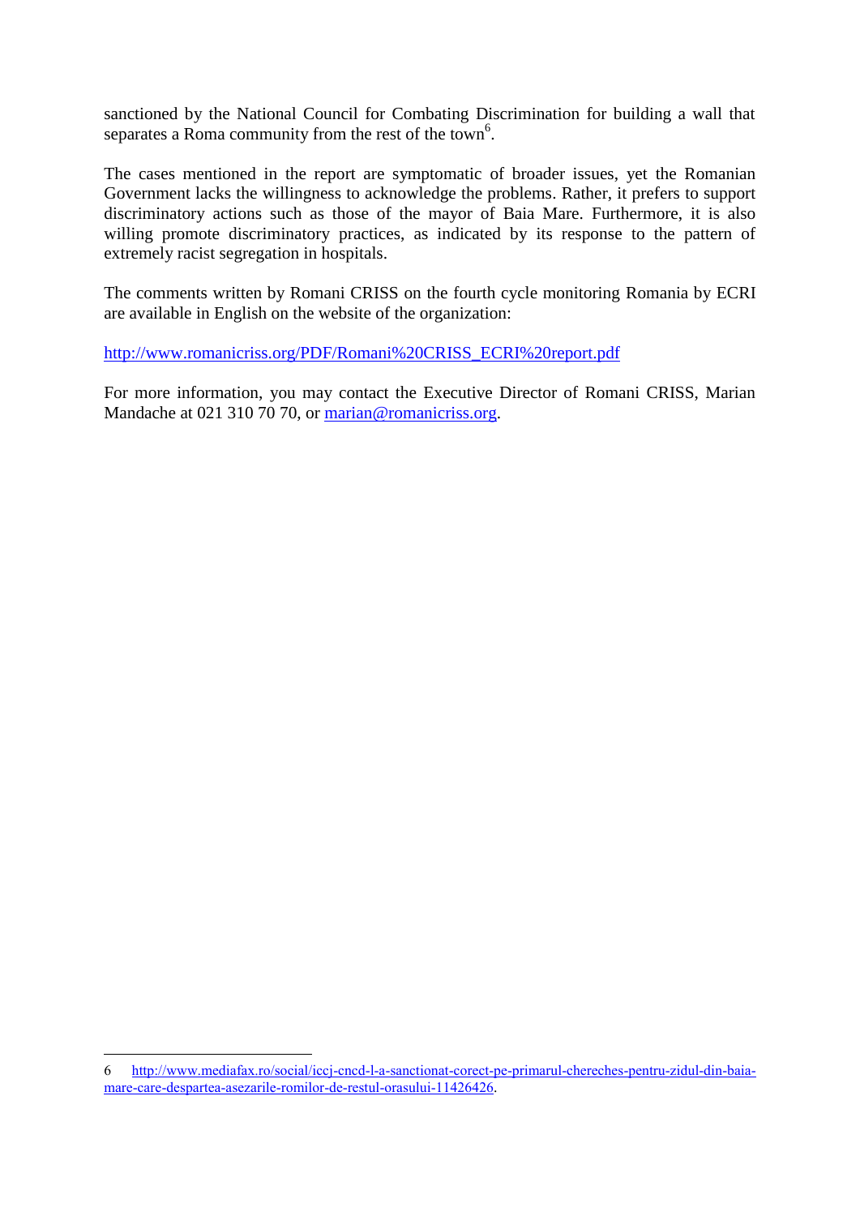sanctioned by the National Council for Combating Discrimination for building a wall that separates a Roma community from the rest of the town[6].

The cases mentioned in the report are symptomatic of broader issues, yet the Romanian Government lacks the willingness to acknowledge the problems. Rather, it prefers to support discriminatory actions such as those of the mayor of Baia Mare. Furthermore, it is also willing promote discriminatory practices, as indicated by its response to the pattern of extremely racist segregation in hospitals.

The comments written by Romani CRISS on the fourth cycle monitoring Romania by ECRI are available in English on the website of the organization:

http://www.romanicriss.org/PDF/Romani%20CRISS_ECRI%20report.pdf

For more information, you may contact the Executive Director of Romani CRISS, Marian Mandache at 021 310 70 70, or marian@romanicriss.org.

---

6 http://www.mediafax.ro/social/iccj-cncd-l-a-sanctionat-corect-pe-primarul-chereches-pentru-zidul-din-baia-mare-care-despartea-asezarile-romilor-de-restul-orasului-11426426.